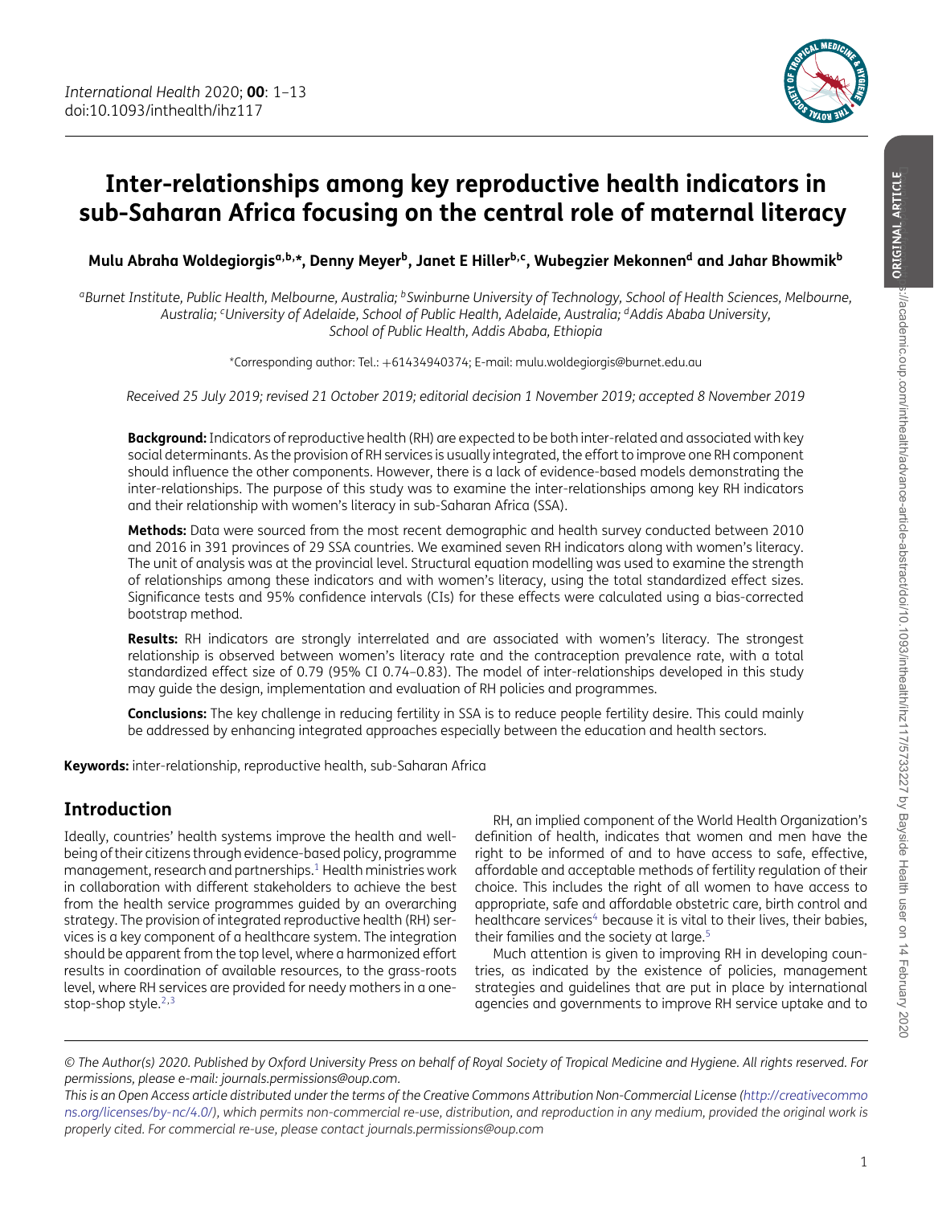# Inter-relationships among key reproductive health indicators in sub-Saharan Africa focusing on the central role of maternal literacy

**Mulu Abraha Woldegiorgis[a,b,*], Denny Meyer[b], Janet E Hiller[b,c], Wubegzier Mekonnen[d] and Jahar Bowmik[b]**

*[a]Burnet Institute, Public Health, Melbourne, Australia; [b]Swinburne University of Technology, School of Health Sciences, Melbourne, Australia; [c]University of Adelaide, School of Public Health, Adelaide, Australia; [d]Addis Ababa University, School of Public Health, Addis Ababa, Ethiopia*

*Corresponding author: Tel.: +61434940374; E-mail: mulu.woldegiorgis@burnet.edu.au

*Received 25 July 2019; revised 21 October 2019; editorial decision 1 November 2019; accepted 8 November 2019*

**Background:** Indicators of reproductive health (RH) are expected to be both inter-related and associated with key social determinants. As the provision of RH services is usually integrated, the effort to improve one RH component should influence the other components. However, there is a lack of evidence-based models demonstrating the inter-relationships. The purpose of this study was to examine the inter-relationships among key RH indicators and their relationship with women's literacy in sub-Saharan Africa (SSA).

**Methods:** Data were sourced from the most recent demographic and health survey conducted between 2010 and 2016 in 391 provinces of 29 SSA countries. We examined seven RH indicators along with women's literacy. The unit of analysis was at the provincial level. Structural equation modelling was used to examine the strength of relationships among these indicators and with women's literacy, using the total standardized effect sizes. Significance tests and 95% confidence intervals (CIs) for these effects were calculated using a bias-corrected bootstrap method.

**Results:** RH indicators are strongly interrelated and are associated with women's literacy. The strongest relationship is observed between women's literacy rate and the contraception prevalence rate, with a total standardized effect size of 0.79 (95% CI 0.74–0.83). The model of inter-relationships developed in this study may guide the design, implementation and evaluation of RH policies and programmes.

**Conclusions:** The key challenge in reducing fertility in SSA is to reduce people fertility desire. This could mainly be addressed by enhancing integrated approaches especially between the education and health sectors.

**Keywords:** inter-relationship, reproductive health, sub-Saharan Africa

## Introduction

Ideally, countries' health systems improve the health and well-being of their citizens through evidence-based policy, programme management, research and partnerships.[1] Health ministries work in collaboration with different stakeholders to achieve the best from the health service programmes guided by an overarching strategy. The provision of integrated reproductive health (RH) services is a key component of a healthcare system. The integration should be apparent from the top level, where a harmonized effort results in coordination of available resources, to the grass-roots level, where RH services are provided for needy mothers in a one-stop-shop style.[2,3]

RH, an implied component of the World Health Organization's definition of health, indicates that women and men have the right to be informed of and to have access to safe, effective, affordable and acceptable methods of fertility regulation of their choice. This includes the right of all women to have access to appropriate, safe and affordable obstetric care, birth control and healthcare services[4] because it is vital to their lives, their babies, their families and the society at large.[5]

Much attention is given to improving RH in developing countries, as indicated by the existence of policies, management strategies and guidelines that are put in place by international agencies and governments to improve RH service uptake and to

*© The Author(s) 2020. Published by Oxford University Press on behalf of Royal Society of Tropical Medicine and Hygiene. All rights reserved. For permissions, please e-mail: journals.permissions@oup.com.*
*This is an Open Access article distributed under the terms of the Creative Commons Attribution Non-Commercial License (http://creativecommons.org/licenses/by-nc/4.0/), which permits non-commercial re-use, distribution, and reproduction in any medium, provided the original work is properly cited. For commercial re-use, please contact journals.permissions@oup.com*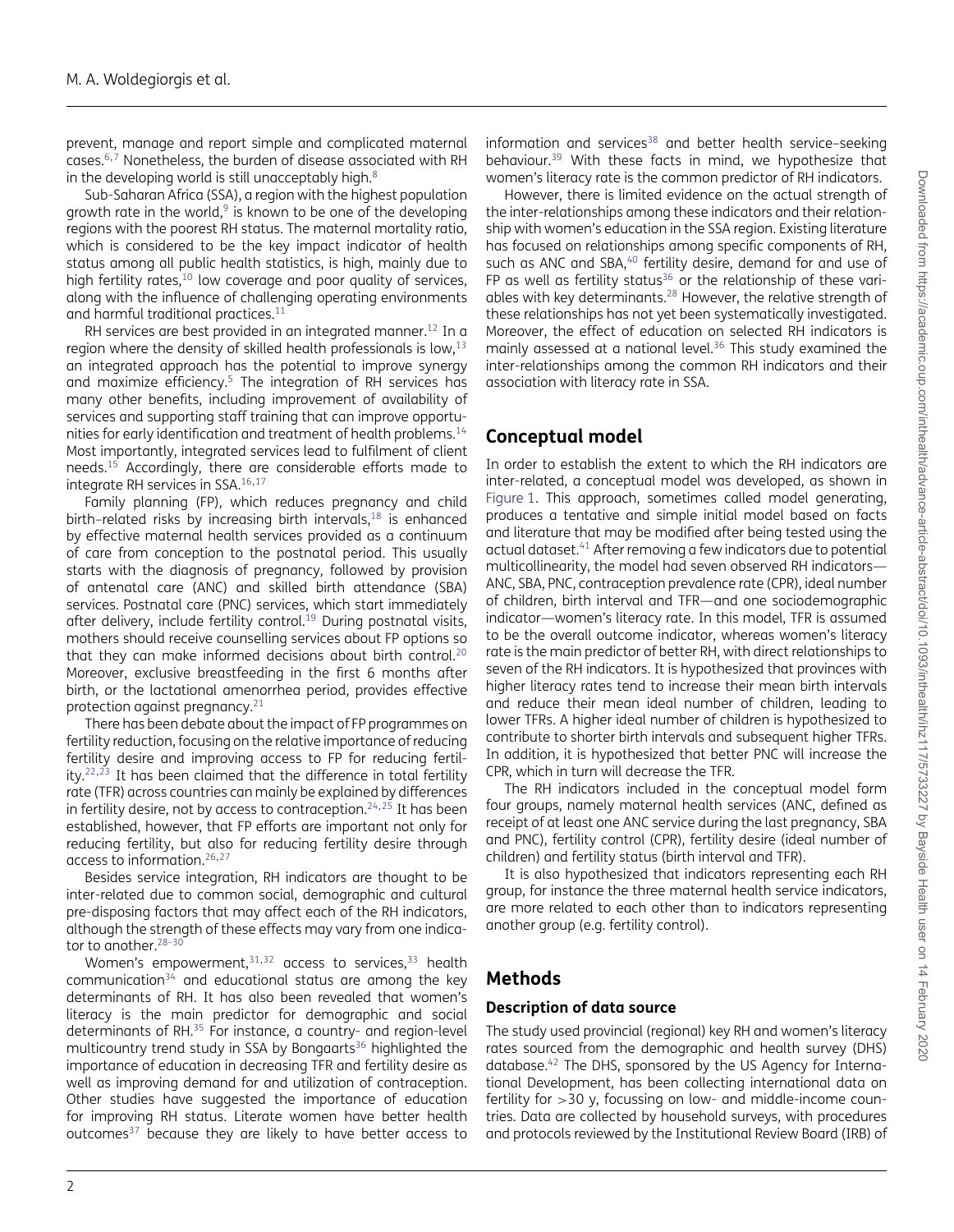prevent, manage and report simple and complicated maternal cases.[6,7] Nonetheless, the burden of disease associated with RH in the developing world is still unacceptably high.[8]

Sub-Saharan Africa (SSA), a region with the highest population growth rate in the world,[9] is known to be one of the developing regions with the poorest RH status. The maternal mortality ratio, which is considered to be the key impact indicator of health status among all public health statistics, is high, mainly due to high fertility rates,[10] low coverage and poor quality of services, along with the influence of challenging operating environments and harmful traditional practices.[11]

RH services are best provided in an integrated manner.[12] In a region where the density of skilled health professionals is low,[13] an integrated approach has the potential to improve synergy and maximize efficiency.[5] The integration of RH services has many other benefits, including improvement of availability of services and supporting staff training that can improve opportunities for early identification and treatment of health problems.[14] Most importantly, integrated services lead to fulfilment of client needs.[15] Accordingly, there are considerable efforts made to integrate RH services in SSA.[16,17]

Family planning (FP), which reduces pregnancy and child birth–related risks by increasing birth intervals,[18] is enhanced by effective maternal health services provided as a continuum of care from conception to the postnatal period. This usually starts with the diagnosis of pregnancy, followed by provision of antenatal care (ANC) and skilled birth attendance (SBA) services. Postnatal care (PNC) services, which start immediately after delivery, include fertility control.[19] During postnatal visits, mothers should receive counselling services about FP options so that they can make informed decisions about birth control.[20] Moreover, exclusive breastfeeding in the first 6 months after birth, or the lactational amenorrhea period, provides effective protection against pregnancy.[21]

There has been debate about the impact of FP programmes on fertility reduction, focusing on the relative importance of reducing fertility desire and improving access to FP for reducing fertility.[22,23] It has been claimed that the difference in total fertility rate (TFR) across countries can mainly be explained by differences in fertility desire, not by access to contraception.[24,25] It has been established, however, that FP efforts are important not only for reducing fertility, but also for reducing fertility desire through access to information.[26,27]

Besides service integration, RH indicators are thought to be inter-related due to common social, demographic and cultural pre-disposing factors that may affect each of the RH indicators, although the strength of these effects may vary from one indicator to another.[28–30]

Women's empowerment,[31,32] access to services,[33] health communication[34] and educational status are among the key determinants of RH. It has also been revealed that women's literacy is the main predictor for demographic and social determinants of RH.[35] For instance, a country- and region-level multicountry trend study in SSA by Bongaarts[36] highlighted the importance of education in decreasing TFR and fertility desire as well as improving demand for and utilization of contraception. Other studies have suggested the importance of education for improving RH status. Literate women have better health outcomes[37] because they are likely to have better access to information and services[38] and better health service–seeking behaviour.[39] With these facts in mind, we hypothesize that women's literacy rate is the common predictor of RH indicators.

However, there is limited evidence on the actual strength of the inter-relationships among these indicators and their relationship with women's education in the SSA region. Existing literature has focused on relationships among specific components of RH, such as ANC and SBA,[40] fertility desire, demand for and use of FP as well as fertility status[36] or the relationship of these variables with key determinants.[28] However, the relative strength of these relationships has not yet been systematically investigated. Moreover, the effect of education on selected RH indicators is mainly assessed at a national level.[36] This study examined the inter-relationships among the common RH indicators and their association with literacy rate in SSA.

## Conceptual model

In order to establish the extent to which the RH indicators are inter-related, a conceptual model was developed, as shown in Figure 1. This approach, sometimes called model generating, produces a tentative and simple initial model based on facts and literature that may be modified after being tested using the actual dataset.[41] After removing a few indicators due to potential multicollinearity, the model had seven observed RH indicators—ANC, SBA, PNC, contraception prevalence rate (CPR), ideal number of children, birth interval and TFR—and one sociodemographic indicator—women's literacy rate. In this model, TFR is assumed to be the overall outcome indicator, whereas women's literacy rate is the main predictor of better RH, with direct relationships to seven of the RH indicators. It is hypothesized that provinces with higher literacy rates tend to increase their mean birth intervals and reduce their mean ideal number of children, leading to lower TFRs. A higher ideal number of children is hypothesized to contribute to shorter birth intervals and subsequent higher TFRs. In addition, it is hypothesized that better PNC will increase the CPR, which in turn will decrease the TFR.

The RH indicators included in the conceptual model form four groups, namely maternal health services (ANC, defined as receipt of at least one ANC service during the last pregnancy, SBA and PNC), fertility control (CPR), fertility desire (ideal number of children) and fertility status (birth interval and TFR).

It is also hypothesized that indicators representing each RH group, for instance the three maternal health service indicators, are more related to each other than to indicators representing another group (e.g. fertility control).

## Methods

### Description of data source

The study used provincial (regional) key RH and women's literacy rates sourced from the demographic and health survey (DHS) database.[42] The DHS, sponsored by the US Agency for International Development, has been collecting international data on fertility for >30 y, focussing on low- and middle-income countries. Data are collected by household surveys, with procedures and protocols reviewed by the Institutional Review Board (IRB) of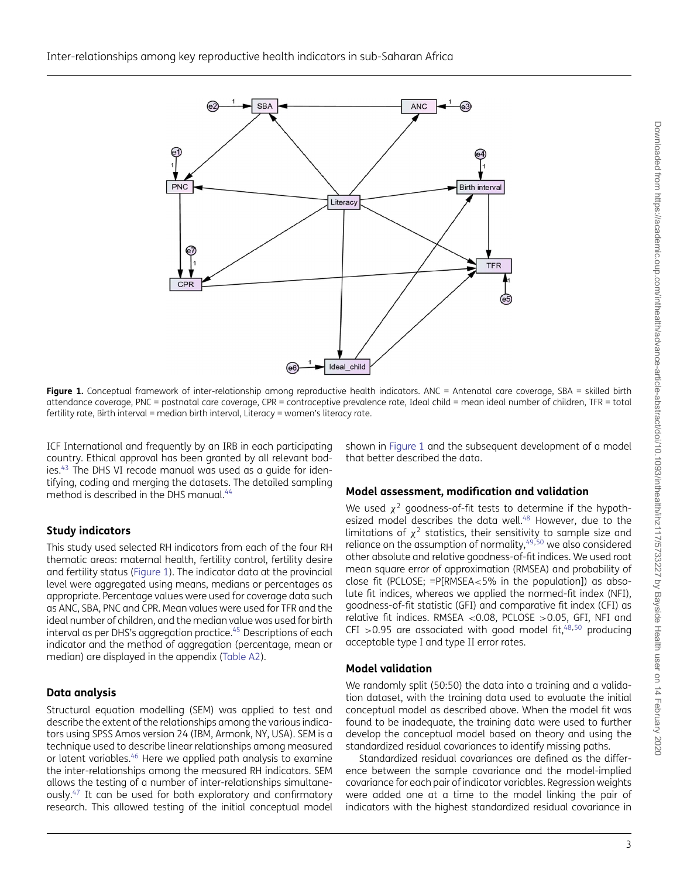Figure 1. Conceptual framework of inter-relationship among reproductive health indicators. ANC = Antenatal care coverage, SBA = skilled birth attendance coverage, PNC = postnatal care coverage, CPR = contraceptive prevalence rate, Ideal child = mean ideal number of children, TFR = total fertility rate, Birth interval = median birth interval, Literacy = women's literacy rate.

ICF International and frequently by an IRB in each participating country. Ethical approval has been granted by all relevant bodies.[43] The DHS VI recode manual was used as a guide for identifying, coding and merging the datasets. The detailed sampling method is described in the DHS manual.[44]

## Study indicators

This study used selected RH indicators from each of the four RH thematic areas: maternal health, fertility control, fertility desire and fertility status (Figure 1). The indicator data at the provincial level were aggregated using means, medians or percentages as appropriate. Percentage values were used for coverage data such as ANC, SBA, PNC and CPR. Mean values were used for TFR and the ideal number of children, and the median value was used for birth interval as per DHS's aggregation practice.[45] Descriptions of each indicator and the method of aggregation (percentage, mean or median) are displayed in the appendix (Table A2).

## Data analysis

Structural equation modelling (SEM) was applied to test and describe the extent of the relationships among the various indicators using SPSS Amos version 24 (IBM, Armonk, NY, USA). SEM is a technique used to describe linear relationships among measured or latent variables.[46] Here we applied path analysis to examine the inter-relationships among the measured RH indicators. SEM allows the testing of a number of inter-relationships simultaneously.[47] It can be used for both exploratory and confirmatory research. This allowed testing of the initial conceptual model shown in Figure 1 and the subsequent development of a model that better described the data.

## Model assessment, modification and validation

We used $\chi^2$ goodness-of-fit tests to determine if the hypothesized model describes the data well.[48] However, due to the limitations of $\chi^2$ statistics, their sensitivity to sample size and reliance on the assumption of normality,[49,50] we also considered other absolute and relative goodness-of-fit indices. We used root mean square error of approximation (RMSEA) and probability of close fit (PCLOSE; =P[RMSEA<5% in the population]) as absolute fit indices, whereas we applied the normed-fit index (NFI), goodness-of-fit statistic (GFI) and comparative fit index (CFI) as relative fit indices. RMSEA <0.08, PCLOSE >0.05, GFI, NFI and CFI >0.95 are associated with good model fit,[48,50] producing acceptable type I and type II error rates.

## Model validation

We randomly split (50:50) the data into a training and a validation dataset, with the training data used to evaluate the initial conceptual model as described above. When the model fit was found to be inadequate, the training data were used to further develop the conceptual model based on theory and using the standardized residual covariances to identify missing paths.

Standardized residual covariances are defined as the difference between the sample covariance and the model-implied covariance for each pair of indicator variables. Regression weights were added one at a time to the model linking the pair of indicators with the highest standardized residual covariance in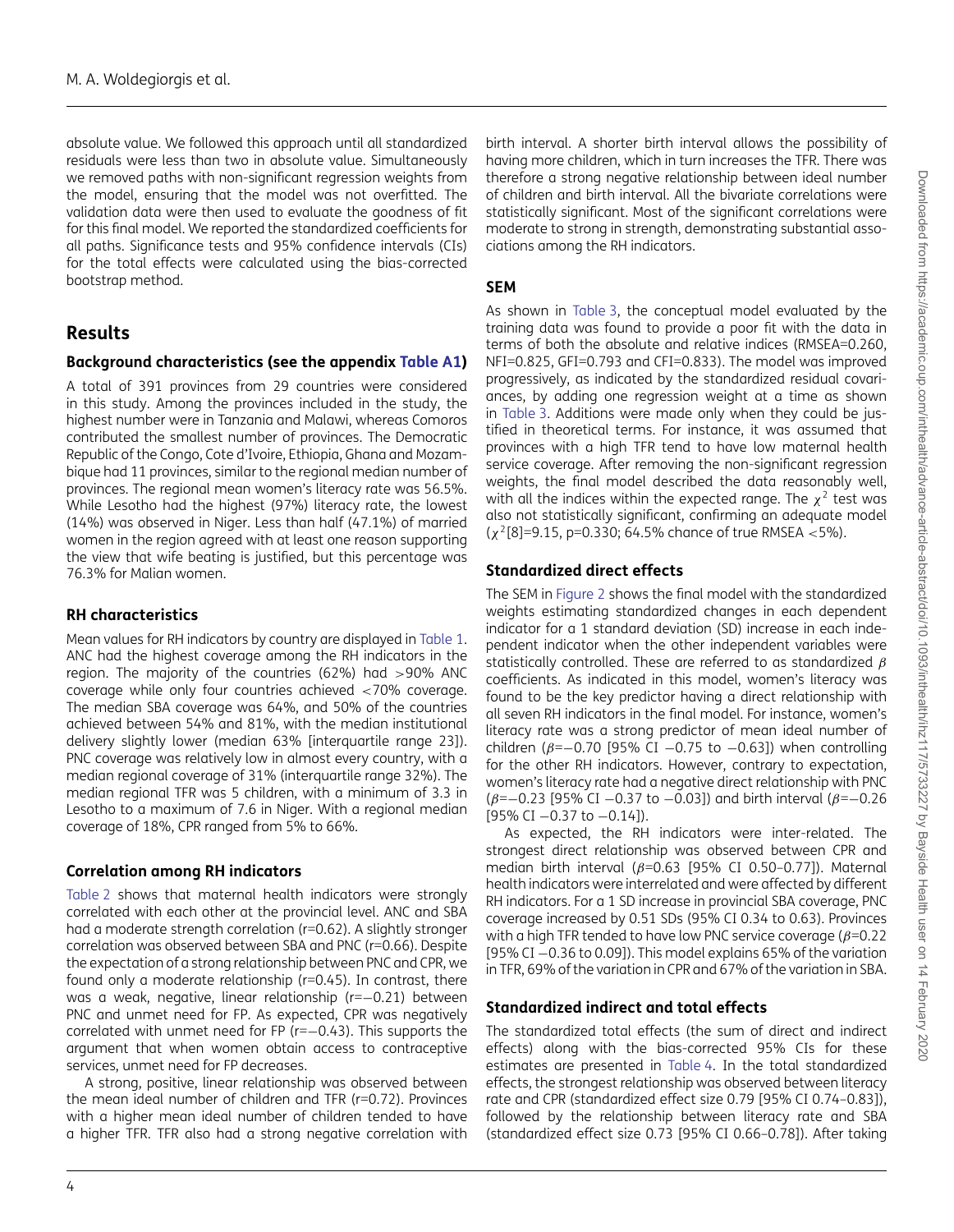absolute value. We followed this approach until all standardized residuals were less than two in absolute value. Simultaneously we removed paths with non-significant regression weights from the model, ensuring that the model was not overfitted. The validation data were then used to evaluate the goodness of fit for this final model. We reported the standardized coefficients for all paths. Significance tests and 95% confidence intervals (CIs) for the total effects were calculated using the bias-corrected bootstrap method.

## Results

### Background characteristics (see the appendix Table A1)

A total of 391 provinces from 29 countries were considered in this study. Among the provinces included in the study, the highest number were in Tanzania and Malawi, whereas Comoros contributed the smallest number of provinces. The Democratic Republic of the Congo, Cote d'Ivoire, Ethiopia, Ghana and Mozambique had 11 provinces, similar to the regional median number of provinces. The regional mean women's literacy rate was 56.5%. While Lesotho had the highest (97%) literacy rate, the lowest (14%) was observed in Niger. Less than half (47.1%) of married women in the region agreed with at least one reason supporting the view that wife beating is justified, but this percentage was 76.3% for Malian women.

### RH characteristics

Mean values for RH indicators by country are displayed in Table 1. ANC had the highest coverage among the RH indicators in the region. The majority of the countries (62%) had >90% ANC coverage while only four countries achieved <70% coverage. The median SBA coverage was 64%, and 50% of the countries achieved between 54% and 81%, with the median institutional delivery slightly lower (median 63% [interquartile range 23]). PNC coverage was relatively low in almost every country, with a median regional coverage of 31% (interquartile range 32%). The median regional TFR was 5 children, with a minimum of 3.3 in Lesotho to a maximum of 7.6 in Niger. With a regional median coverage of 18%, CPR ranged from 5% to 66%.

### Correlation among RH indicators

Table 2 shows that maternal health indicators were strongly correlated with each other at the provincial level. ANC and SBA had a moderate strength correlation (r=0.62). A slightly stronger correlation was observed between SBA and PNC (r=0.66). Despite the expectation of a strong relationship between PNC and CPR, we found only a moderate relationship (r=0.45). In contrast, there was a weak, negative, linear relationship (r=−0.21) between PNC and unmet need for FP. As expected, CPR was negatively correlated with unmet need for FP (r=−0.43). This supports the argument that when women obtain access to contraceptive services, unmet need for FP decreases.

A strong, positive, linear relationship was observed between the mean ideal number of children and TFR (r=0.72). Provinces with a higher mean ideal number of children tended to have a higher TFR. TFR also had a strong negative correlation with birth interval. A shorter birth interval allows the possibility of having more children, which in turn increases the TFR. There was therefore a strong negative relationship between ideal number of children and birth interval. All the bivariate correlations were statistically significant. Most of the significant correlations were moderate to strong in strength, demonstrating substantial associations among the RH indicators.

### SEM

As shown in Table 3, the conceptual model evaluated by the training data was found to provide a poor fit with the data in terms of both the absolute and relative indices (RMSEA=0.260, NFI=0.825, GFI=0.793 and CFI=0.833). The model was improved progressively, as indicated by the standardized residual covariances, by adding one regression weight at a time as shown in Table 3. Additions were made only when they could be justified in theoretical terms. For instance, it was assumed that provinces with a high TFR tend to have low maternal health service coverage. After removing the non-significant regression weights, the final model described the data reasonably well, with all the indices within the expected range. The $\chi^2$ test was also not statistically significant, confirming an adequate model ($\chi^2$[8]=9.15, p=0.330; 64.5% chance of true RMSEA <5%).

### Standardized direct effects

The SEM in Figure 2 shows the final model with the standardized weights estimating standardized changes in each dependent indicator for a 1 standard deviation (SD) increase in each independent indicator when the other independent variables were statistically controlled. These are referred to as standardized $\beta$ coefficients. As indicated in this model, women's literacy was found to be the key predictor having a direct relationship with all seven RH indicators in the final model. For instance, women's literacy rate was a strong predictor of mean ideal number of children ($\beta$=−0.70 [95% CI −0.75 to −0.63]) when controlling for the other RH indicators. However, contrary to expectation, women's literacy rate had a negative direct relationship with PNC ($\beta$=−0.23 [95% CI −0.37 to −0.03]) and birth interval ($\beta$=−0.26 [95% CI −0.37 to −0.14]).

As expected, the RH indicators were inter-related. The strongest direct relationship was observed between CPR and median birth interval ($\beta$=0.63 [95% CI 0.50–0.77]). Maternal health indicators were interrelated and were affected by different RH indicators. For a 1 SD increase in provincial SBA coverage, PNC coverage increased by 0.51 SDs (95% CI 0.34 to 0.63). Provinces with a high TFR tended to have low PNC service coverage ($\beta$=0.22 [95% CI −0.36 to 0.09]). This model explains 65% of the variation in TFR, 69% of the variation in CPR and 67% of the variation in SBA.

### Standardized indirect and total effects

The standardized total effects (the sum of direct and indirect effects) along with the bias-corrected 95% CIs for these estimates are presented in Table 4. In the total standardized effects, the strongest relationship was observed between literacy rate and CPR (standardized effect size 0.79 [95% CI 0.74–0.83]), followed by the relationship between literacy rate and SBA (standardized effect size 0.73 [95% CI 0.66–0.78]). After taking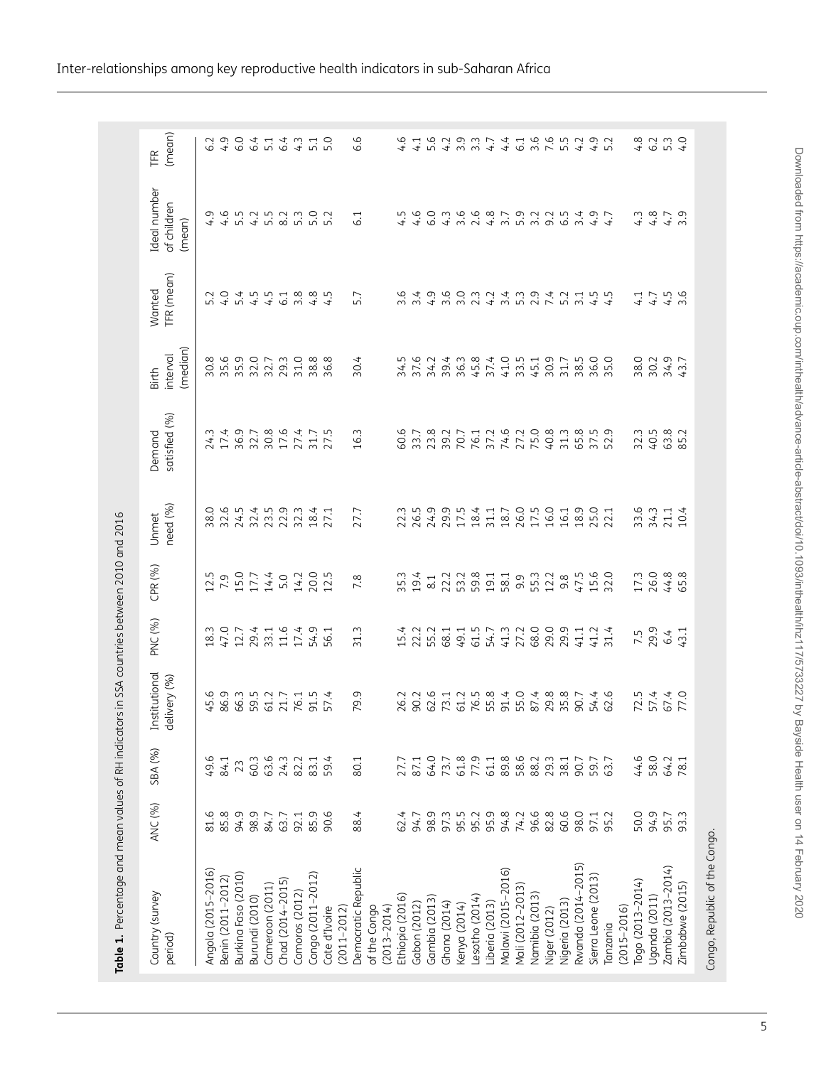**Table 1.** Percentage and mean values of RH indicators in SSA countries between 2010 and 2016

| Country (survey period) | ANC (%) | SBA (%) | Institutional delivery (%) | PNC (%) | CPR (%) | Unmet need (%) | Demand satisfied (%) | Birth interval (median) | Wanted TFR (mean) | Ideal number of children (mean) | TFR (mean) |
|---|---|---|---|---|---|---|---|---|---|---|---|
| Angola (2015–2016) | 81.6 | 49.6 | 45.6 | 18.3 | 12.5 | 38.0 | 24.3 | 30.8 | 5.2 | 4.9 | 6.2 |
| Benin (2011–2012) | 85.8 | 84.1 | 86.9 | 47.0 | 7.9 | 32.6 | 17.4 | 35.6 | 4.0 | 4.6 | 4.9 |
| Burkina Faso (2010) | 94.9 | 23 | 66.3 | 12.7 | 15.0 | 24.5 | 36.9 | 35.9 | 5.4 | 5.5 | 6.0 |
| Burundi (2010) | 98.9 | 60.3 | 59.5 | 29.4 | 17.7 | 32.4 | 32.7 | 32.0 | 4.5 | 4.2 | 6.4 |
| Cameroon (2011) | 84.7 | 63.6 | 61.2 | 33.1 | 14.4 | 23.5 | 30.8 | 32.7 | 4.5 | 5.5 | 5.1 |
| Chad (2014–2015) | 63.7 | 24.3 | 21.7 | 11.6 | 5.0 | 22.9 | 17.6 | 29.3 | 6.1 | 8.2 | 6.4 |
| Comoros (2012) | 92.1 | 82.2 | 76.1 | 17.4 | 14.2 | 32.3 | 27.4 | 31.0 | 3.8 | 5.3 | 4.3 |
| Congo (2011–2012) | 85.9 | 83.1 | 91.5 | 54.9 | 20.0 | 18.4 | 31.7 | 38.8 | 4.8 | 5.0 | 5.1 |
| Cote d'Ivoire (2011–2012) | 90.6 | 59.4 | 57.4 | 56.1 | 12.5 | 27.1 | 27.5 | 36.8 | 4.5 | 5.2 | 5.0 |
| Democratic Republic of the Congo (2013–2014) | 88.4 | 80.1 | 79.9 | 31.3 | 7.8 | 27.7 | 16.3 | 30.4 | 5.7 | 6.1 | 6.6 |
| Ethiopia (2016) | 62.4 | 27.7 | 26.2 | 15.4 | 35.3 | 22.3 | 60.6 | 34.5 | 3.6 | 4.5 | 4.6 |
| Gabon (2012) | 94.7 | 87.1 | 90.2 | 22.2 | 19.4 | 26.5 | 33.7 | 37.6 | 3.4 | 4.6 | 4.1 |
| Gambia (2013) | 98.9 | 64.0 | 62.6 | 55.2 | 8.1 | 24.9 | 23.8 | 34.2 | 4.9 | 6.0 | 5.6 |
| Ghana (2014) | 97.3 | 73.7 | 73.1 | 68.1 | 22.2 | 29.9 | 39.2 | 39.4 | 3.6 | 4.3 | 4.2 |
| Kenya (2014) | 95.5 | 61.8 | 61.2 | 49.1 | 53.2 | 17.5 | 70.7 | 36.3 | 3.0 | 3.6 | 3.9 |
| Lesotho (2014) | 95.2 | 77.9 | 76.5 | 61.5 | 59.8 | 18.4 | 76.1 | 45.8 | 2.3 | 2.6 | 3.3 |
| Liberia (2013) | 95.9 | 61.1 | 55.8 | 54.7 | 19.1 | 31.1 | 37.2 | 37.4 | 4.2 | 4.8 | 4.7 |
| Malawi (2015–2016) | 94.8 | 89.8 | 91.4 | 41.3 | 58.1 | 18.7 | 74.6 | 41.0 | 3.4 | 3.7 | 4.4 |
| Mali (2012–2013) | 74.2 | 58.6 | 55.0 | 27.2 | 9.9 | 26.0 | 27.2 | 33.5 | 5.3 | 5.9 | 6.1 |
| Namibia (2013) | 96.6 | 88.2 | 87.4 | 68.0 | 55.3 | 17.5 | 75.0 | 45.1 | 2.9 | 3.2 | 3.6 |
| Niger (2012) | 82.8 | 29.3 | 29.8 | 29.0 | 12.2 | 16.0 | 40.8 | 30.9 | 7.4 | 9.2 | 7.6 |
| Nigeria (2013) | 60.6 | 38.1 | 35.8 | 29.9 | 9.8 | 16.1 | 31.3 | 31.7 | 5.2 | 6.5 | 5.5 |
| Rwanda (2014–2015) | 98.0 | 90.7 | 90.7 | 41.1 | 47.5 | 18.9 | 65.8 | 38.5 | 3.1 | 3.4 | 4.2 |
| Sierra Leone (2013) | 97.1 | 59.7 | 54.4 | 41.2 | 15.6 | 25.0 | 37.5 | 36.0 | 4.5 | 4.9 | 4.9 |
| Tanzania (2015–2016) | 95.2 | 63.7 | 62.6 | 31.4 | 32.0 | 22.1 | 52.9 | 35.0 | 4.5 | 4.7 | 5.2 |
| Togo (2013–2014) | 50.0 | 44.6 | 72.5 | 7.5 | 17.3 | 33.6 | 32.3 | 38.0 | 4.1 | 4.3 | 4.8 |
| Uganda (2011) | 94.9 | 58.0 | 57.4 | 29.9 | 26.0 | 34.3 | 40.5 | 30.2 | 4.7 | 4.8 | 6.2 |
| Zambia (2013–2014) | 95.7 | 64.2 | 67.4 | 6.4 | 44.8 | 21.1 | 63.8 | 34.9 | 4.5 | 4.7 | 5.3 |
| Zimbabwe (2015) | 93.3 | 78.1 | 77.0 | 43.1 | 65.8 | 10.4 | 85.2 | 43.7 | 3.6 | 3.9 | 4.0 |

Congo, Republic of the Congo.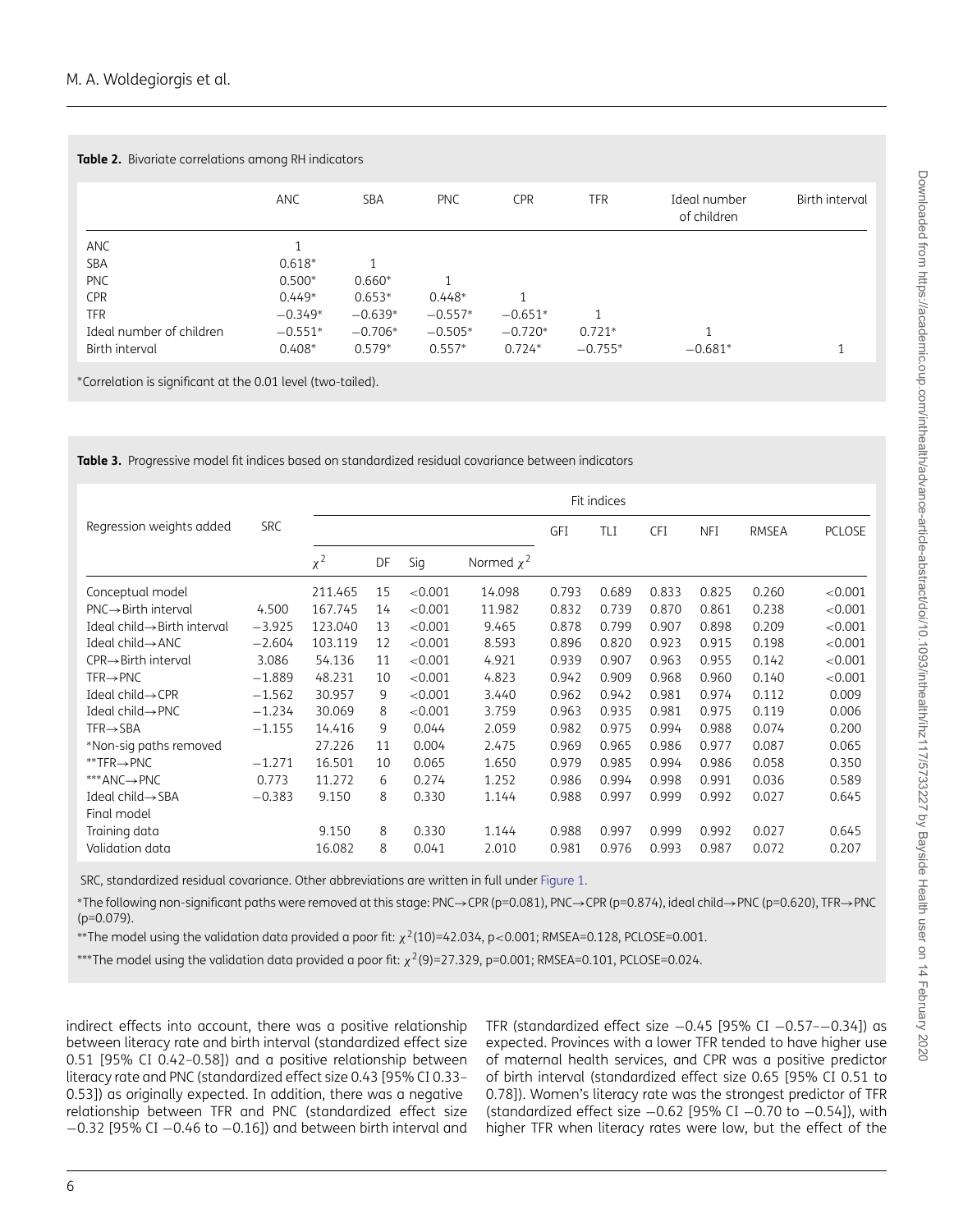**Table 2.** Bivariate correlations among RH indicators

| | ANC | SBA | PNC | CPR | TFR | Ideal number of children | Birth interval |
|---|---|---|---|---|---|---|---|
| ANC | 1 | | | | | | |
| SBA | 0.618* | 1 | | | | | |
| PNC | 0.500* | 0.660* | 1 | | | | |
| CPR | 0.449* | 0.653* | 0.448* | 1 | | | |
| TFR | −0.349* | −0.639* | −0.557* | −0.651* | 1 | | |
| Ideal number of children | −0.551* | −0.706* | −0.505* | −0.720* | 0.721* | 1 | |
| Birth interval | 0.408* | 0.579* | 0.557* | 0.724* | −0.755* | −0.681* | 1 |

*Correlation is significant at the 0.01 level (two-tailed).

**Table 3.** Progressive model fit indices based on standardized residual covariance between indicators

| Regression weights added | SRC | Fit indices | | | | | | | | | |
|---|---|---|---|---|---|---|---|---|---|---|---|
| | | $\chi^2$ | DF | Sig | Normed $\chi^2$ | GFI | TLI | CFI | NFI | RMSEA | PCLOSE |
| Conceptual model | | 211.465 | 15 | <0.001 | 14.098 | 0.793 | 0.689 | 0.833 | 0.825 | 0.260 | <0.001 |
| PNC→Birth interval | 4.500 | 167.745 | 14 | <0.001 | 11.982 | 0.832 | 0.739 | 0.870 | 0.861 | 0.238 | <0.001 |
| Ideal child→Birth interval | −3.925 | 123.040 | 13 | <0.001 | 9.465 | 0.878 | 0.799 | 0.907 | 0.898 | 0.209 | <0.001 |
| Ideal child→ANC | −2.604 | 103.119 | 12 | <0.001 | 8.593 | 0.896 | 0.820 | 0.923 | 0.915 | 0.198 | <0.001 |
| CPR→Birth interval | 3.086 | 54.136 | 11 | <0.001 | 4.921 | 0.939 | 0.907 | 0.963 | 0.955 | 0.142 | <0.001 |
| TFR→PNC | −1.889 | 48.231 | 10 | <0.001 | 4.823 | 0.942 | 0.909 | 0.968 | 0.960 | 0.140 | <0.001 |
| Ideal child→CPR | −1.562 | 30.957 | 9 | <0.001 | 3.440 | 0.962 | 0.942 | 0.981 | 0.974 | 0.112 | 0.009 |
| Ideal child→PNC | −1.234 | 30.069 | 8 | <0.001 | 3.759 | 0.963 | 0.935 | 0.981 | 0.975 | 0.119 | 0.006 |
| TFR→SBA | −1.155 | 14.416 | 9 | 0.044 | 2.059 | 0.982 | 0.975 | 0.994 | 0.988 | 0.074 | 0.200 |
| *Non-sig paths removed | | 27.226 | 11 | 0.004 | 2.475 | 0.969 | 0.965 | 0.986 | 0.977 | 0.087 | 0.065 |
| **TFR→PNC | −1.271 | 16.501 | 10 | 0.065 | 1.650 | 0.979 | 0.985 | 0.994 | 0.986 | 0.058 | 0.350 |
| ***ANC→PNC | 0.773 | 11.272 | 6 | 0.274 | 1.252 | 0.986 | 0.994 | 0.998 | 0.991 | 0.036 | 0.589 |
| Ideal child→SBA | −0.383 | 9.150 | 8 | 0.330 | 1.144 | 0.988 | 0.997 | 0.999 | 0.992 | 0.027 | 0.645 |
| Final model | | | | | | | | | | | |
| Training data | | 9.150 | 8 | 0.330 | 1.144 | 0.988 | 0.997 | 0.999 | 0.992 | 0.027 | 0.645 |
| Validation data | | 16.082 | 8 | 0.041 | 2.010 | 0.981 | 0.976 | 0.993 | 0.987 | 0.072 | 0.207 |

SRC, standardized residual covariance. Other abbreviations are written in full under Figure 1.

*The following non-significant paths were removed at this stage: PNC→CPR (p=0.081), PNC→CPR (p=0.874), ideal child→PNC (p=0.620), TFR→PNC (p=0.079).

**The model using the validation data provided a poor fit: $\chi^2(10)=42.034$, $p<0.001$; RMSEA=0.128, PCLOSE=0.001.

***The model using the validation data provided a poor fit: $\chi^2(9)=27.329$, p=0.001; RMSEA=0.101, PCLOSE=0.024.

indirect effects into account, there was a positive relationship between literacy rate and birth interval (standardized effect size 0.51 [95% CI 0.42–0.58]) and a positive relationship between literacy rate and PNC (standardized effect size 0.43 [95% CI 0.33–0.53]) as originally expected. In addition, there was a negative relationship between TFR and PNC (standardized effect size −0.32 [95% CI −0.46 to −0.16]) and between birth interval and TFR (standardized effect size −0.45 [95% CI −0.57–−0.34]) as expected. Provinces with a lower TFR tended to have higher use of maternal health services, and CPR was a positive predictor of birth interval (standardized effect size 0.65 [95% CI 0.51 to 0.78]). Women's literacy rate was the strongest predictor of TFR (standardized effect size −0.62 [95% CI −0.70 to −0.54]), with higher TFR when literacy rates were low, but the effect of the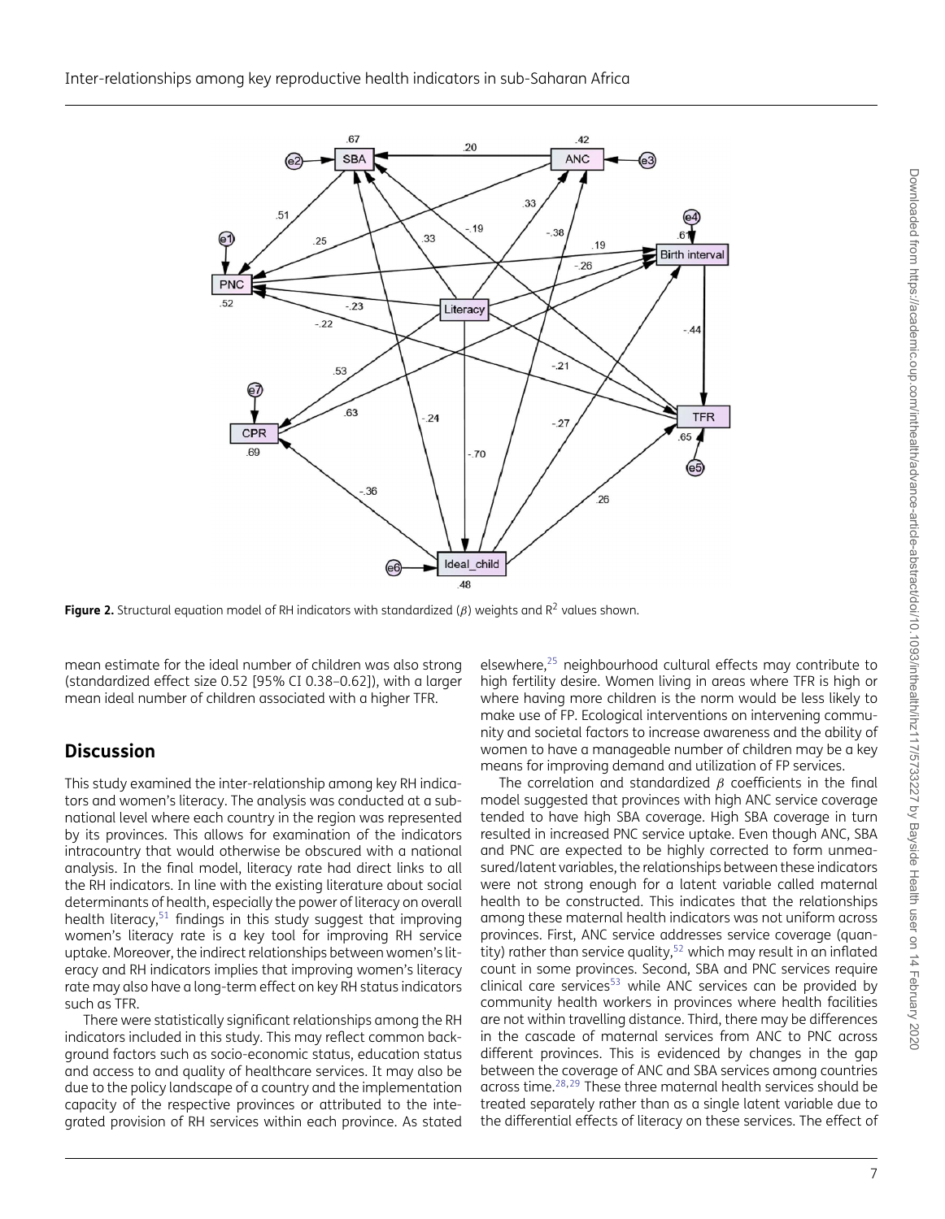SBA
ANC
PNC
Literacy
Birth interval
CPR
TFR
Ideal_child
e1
e2
e3
e4
e5
e6
e7
.67
.42
.20
.51
.25
.33
.33
-.19
-.38
.19
-.26
.61
.52
-.23
-.22
-.44
-.21
.53
.63
-.24
-.27
-.70
.65
.69
-.36
.26
.48

**Figure 2.** Structural equation model of RH indicators with standardized ($\beta$) weights and $R^2$ values shown.

mean estimate for the ideal number of children was also strong (standardized effect size 0.52 [95% CI 0.38–0.62]), with a larger mean ideal number of children associated with a higher TFR.

## Discussion

This study examined the inter-relationship among key RH indicators and women's literacy. The analysis was conducted at a subnational level where each country in the region was represented by its provinces. This allows for examination of the indicators intracountry that would otherwise be obscured with a national analysis. In the final model, literacy rate had direct links to all the RH indicators. In line with the existing literature about social determinants of health, especially the power of literacy on overall health literacy,[51] findings in this study suggest that improving women's literacy rate is a key tool for improving RH service uptake. Moreover, the indirect relationships between women's literacy and RH indicators implies that improving women's literacy rate may also have a long-term effect on key RH status indicators such as TFR.

There were statistically significant relationships among the RH indicators included in this study. This may reflect common background factors such as socio-economic status, education status and access to and quality of healthcare services. It may also be due to the policy landscape of a country and the implementation capacity of the respective provinces or attributed to the integrated provision of RH services within each province. As stated elsewhere,[25] neighbourhood cultural effects may contribute to high fertility desire. Women living in areas where TFR is high or where having more children is the norm would be less likely to make use of FP. Ecological interventions on intervening community and societal factors to increase awareness and the ability of women to have a manageable number of children may be a key means for improving demand and utilization of FP services.

The correlation and standardized $\beta$ coefficients in the final model suggested that provinces with high ANC service coverage tended to have high SBA coverage. High SBA coverage in turn resulted in increased PNC service uptake. Even though ANC, SBA and PNC are expected to be highly corrected to form unmeasured/latent variables, the relationships between these indicators were not strong enough for a latent variable called maternal health to be constructed. This indicates that the relationships among these maternal health indicators was not uniform across provinces. First, ANC service addresses service coverage (quantity) rather than service quality,[52] which may result in an inflated count in some provinces. Second, SBA and PNC services require clinical care services[53] while ANC services can be provided by community health workers in provinces where health facilities are not within travelling distance. Third, there may be differences in the cascade of maternal services from ANC to PNC across different provinces. This is evidenced by changes in the gap between the coverage of ANC and SBA services among countries across time.[28,29] These three maternal health services should be treated separately rather than as a single latent variable due to the differential effects of literacy on these services. The effect of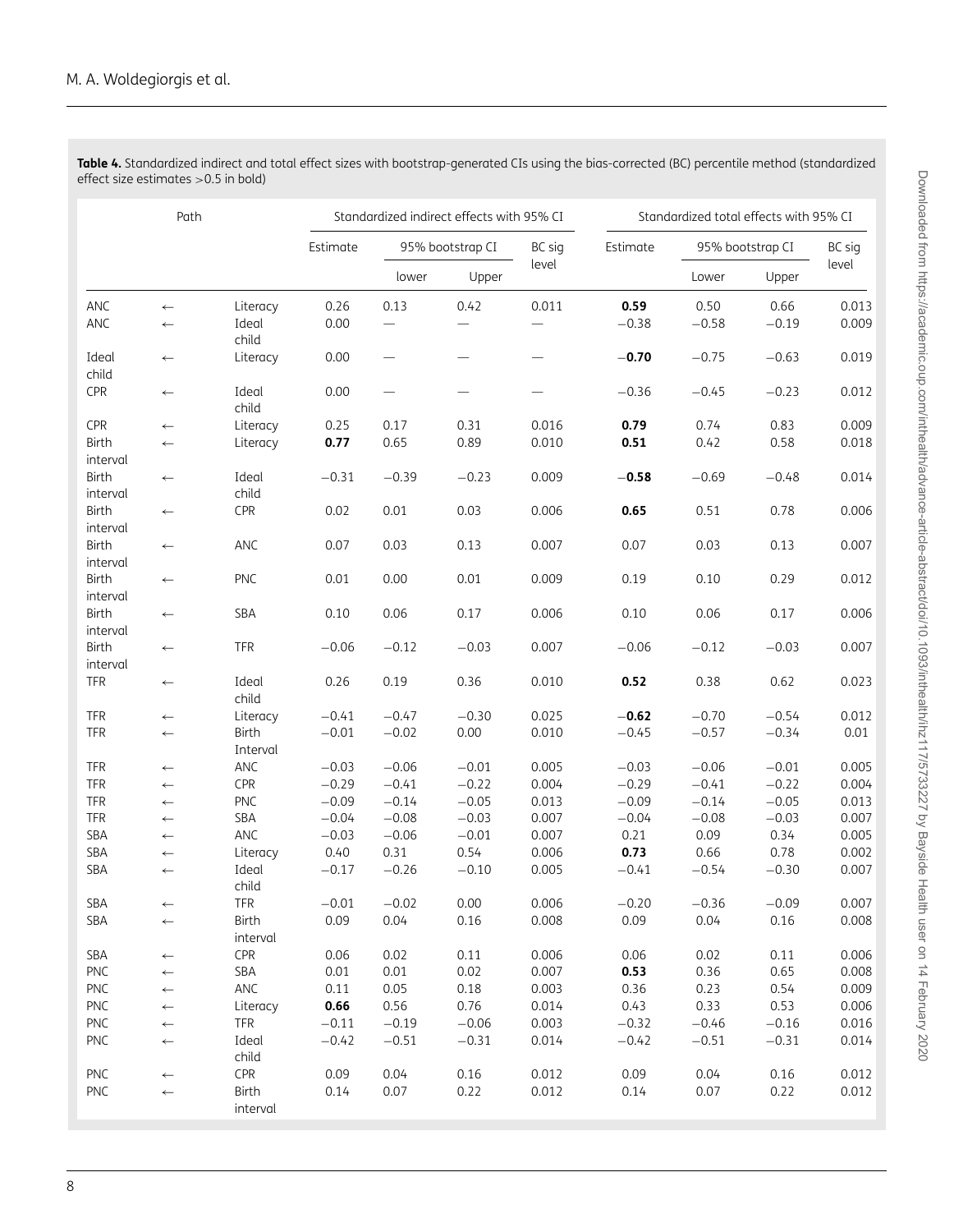**Table 4.** Standardized indirect and total effect sizes with bootstrap-generated CIs using the bias-corrected (BC) percentile method (standardized effect size estimates >0.5 in bold)

| Path | | | Standardized indirect effects with 95% CI | | | | Standardized total effects with 95% CI | | | |
|---|---|---|---|---|---|---|---|---|---|---|
| | | | Estimate | 95% bootstrap CI | | BC sig level | Estimate | 95% bootstrap CI | | BC sig level |
| | | | | lower | Upper | | | Lower | Upper | |
| ANC | ← | Literacy | 0.26 | 0.13 | 0.42 | 0.011 | **0.59** | 0.50 | 0.66 | 0.013 |
| ANC | ← | Ideal child | 0.00 | — | — | — | −0.38 | −0.58 | −0.19 | 0.009 |
| Ideal child | ← | Literacy | 0.00 | — | — | — | **−0.70** | −0.75 | −0.63 | 0.019 |
| CPR | ← | Ideal child | 0.00 | — | — | — | −0.36 | −0.45 | −0.23 | 0.012 |
| CPR | ← | Literacy | 0.25 | 0.17 | 0.31 | 0.016 | **0.79** | 0.74 | 0.83 | 0.009 |
| Birth interval | ← | Literacy | **0.77** | 0.65 | 0.89 | 0.010 | **0.51** | 0.42 | 0.58 | 0.018 |
| Birth interval | ← | Ideal child | −0.31 | −0.39 | −0.23 | 0.009 | **−0.58** | −0.69 | −0.48 | 0.014 |
| Birth interval | ← | CPR | 0.02 | 0.01 | 0.03 | 0.006 | **0.65** | 0.51 | 0.78 | 0.006 |
| Birth interval | ← | ANC | 0.07 | 0.03 | 0.13 | 0.007 | 0.07 | 0.03 | 0.13 | 0.007 |
| Birth interval | ← | PNC | 0.01 | 0.00 | 0.01 | 0.009 | 0.19 | 0.10 | 0.29 | 0.012 |
| Birth interval | ← | SBA | 0.10 | 0.06 | 0.17 | 0.006 | 0.10 | 0.06 | 0.17 | 0.006 |
| Birth interval | ← | TFR | −0.06 | −0.12 | −0.03 | 0.007 | −0.06 | −0.12 | −0.03 | 0.007 |
| TFR | ← | Ideal child | 0.26 | 0.19 | 0.36 | 0.010 | **0.52** | 0.38 | 0.62 | 0.023 |
| TFR | ← | Literacy | −0.41 | −0.47 | −0.30 | 0.025 | **−0.62** | −0.70 | −0.54 | 0.012 |
| TFR | ← | Birth Interval | −0.01 | −0.02 | 0.00 | 0.010 | −0.45 | −0.57 | −0.34 | 0.01 |
| TFR | ← | ANC | −0.03 | −0.06 | −0.01 | 0.005 | −0.03 | −0.06 | −0.01 | 0.005 |
| TFR | ← | CPR | −0.29 | −0.41 | −0.22 | 0.004 | −0.29 | −0.41 | −0.22 | 0.004 |
| TFR | ← | PNC | −0.09 | −0.14 | −0.05 | 0.013 | −0.09 | −0.14 | −0.05 | 0.013 |
| TFR | ← | SBA | −0.04 | −0.08 | −0.03 | 0.007 | −0.04 | −0.08 | −0.03 | 0.007 |
| SBA | ← | ANC | −0.03 | −0.06 | −0.01 | 0.007 | 0.21 | 0.09 | 0.34 | 0.005 |
| SBA | ← | Literacy | 0.40 | 0.31 | 0.54 | 0.006 | **0.73** | 0.66 | 0.78 | 0.002 |
| SBA | ← | Ideal child | −0.17 | −0.26 | −0.10 | 0.005 | −0.41 | −0.54 | −0.30 | 0.007 |
| SBA | ← | TFR | −0.01 | −0.02 | 0.00 | 0.006 | −0.20 | −0.36 | −0.09 | 0.007 |
| SBA | ← | Birth interval | 0.09 | 0.04 | 0.16 | 0.008 | 0.09 | 0.04 | 0.16 | 0.008 |
| SBA | ← | CPR | 0.06 | 0.02 | 0.11 | 0.006 | 0.06 | 0.02 | 0.11 | 0.006 |
| PNC | ← | SBA | 0.01 | 0.01 | 0.02 | 0.007 | **0.53** | 0.36 | 0.65 | 0.008 |
| PNC | ← | ANC | 0.11 | 0.05 | 0.18 | 0.003 | 0.36 | 0.23 | 0.54 | 0.009 |
| PNC | ← | Literacy | **0.66** | 0.56 | 0.76 | 0.014 | 0.43 | 0.33 | 0.53 | 0.006 |
| PNC | ← | TFR | −0.11 | −0.19 | −0.06 | 0.003 | −0.32 | −0.46 | −0.16 | 0.016 |
| PNC | ← | Ideal child | −0.42 | −0.51 | −0.31 | 0.014 | −0.42 | −0.51 | −0.31 | 0.014 |
| PNC | ← | CPR | 0.09 | 0.04 | 0.16 | 0.012 | 0.09 | 0.04 | 0.16 | 0.012 |
| PNC | ← | Birth interval | 0.14 | 0.07 | 0.22 | 0.012 | 0.14 | 0.07 | 0.22 | 0.012 |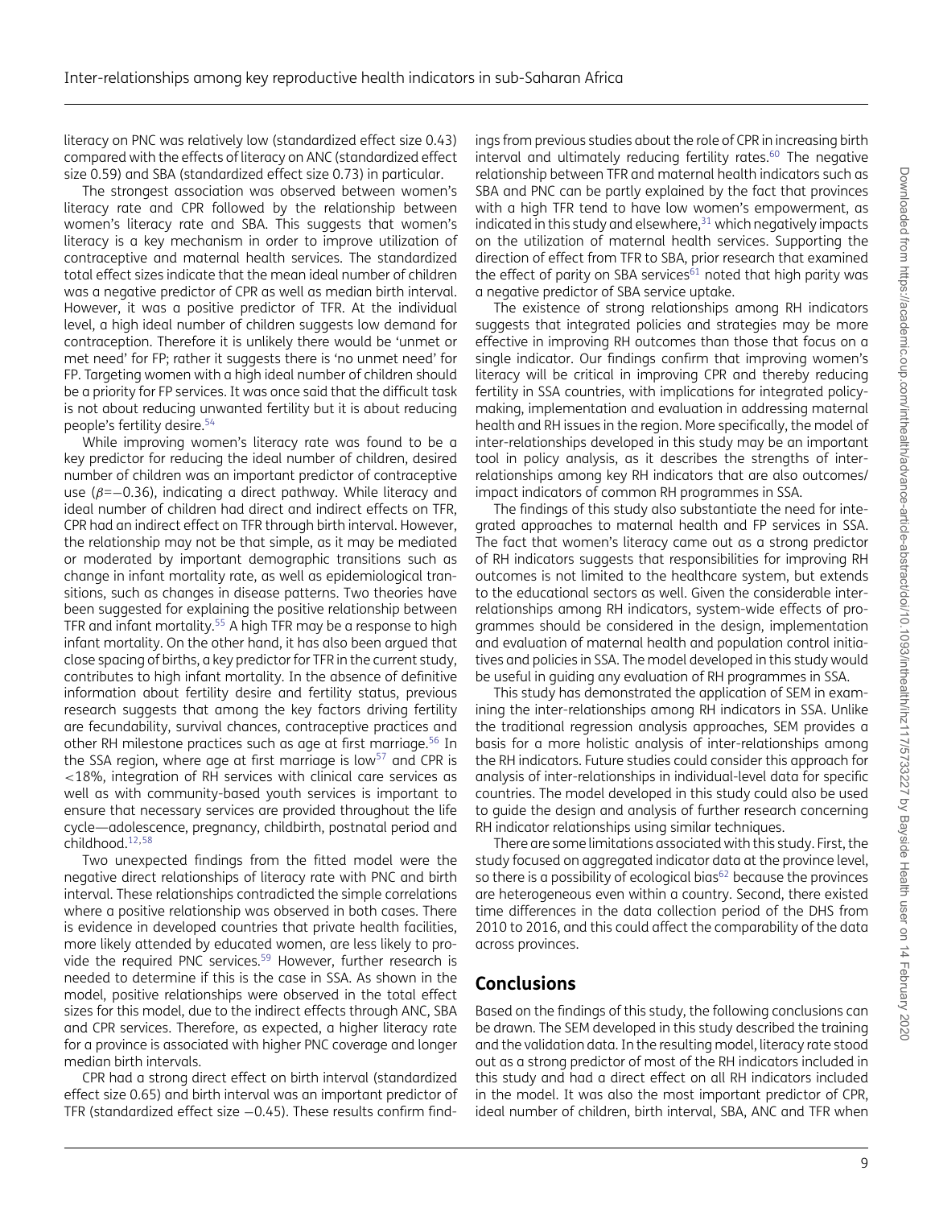literacy on PNC was relatively low (standardized effect size 0.43) compared with the effects of literacy on ANC (standardized effect size 0.59) and SBA (standardized effect size 0.73) in particular.

The strongest association was observed between women's literacy rate and CPR followed by the relationship between women's literacy rate and SBA. This suggests that women's literacy is a key mechanism in order to improve utilization of contraceptive and maternal health services. The standardized total effect sizes indicate that the mean ideal number of children was a negative predictor of CPR as well as median birth interval. However, it was a positive predictor of TFR. At the individual level, a high ideal number of children suggests low demand for contraception. Therefore it is unlikely there would be 'unmet or met need' for FP; rather it suggests there is 'no unmet need' for FP. Targeting women with a high ideal number of children should be a priority for FP services. It was once said that the difficult task is not about reducing unwanted fertility but it is about reducing people's fertility desire.[54]

While improving women's literacy rate was found to be a key predictor for reducing the ideal number of children, desired number of children was an important predictor of contraceptive use ($\beta$=−0.36), indicating a direct pathway. While literacy and ideal number of children had direct and indirect effects on TFR, CPR had an indirect effect on TFR through birth interval. However, the relationship may not be that simple, as it may be mediated or moderated by important demographic transitions such as change in infant mortality rate, as well as epidemiological transitions, such as changes in disease patterns. Two theories have been suggested for explaining the positive relationship between TFR and infant mortality.[55] A high TFR may be a response to high infant mortality. On the other hand, it has also been argued that close spacing of births, a key predictor for TFR in the current study, contributes to high infant mortality. In the absence of definitive information about fertility desire and fertility status, previous research suggests that among the key factors driving fertility are fecundability, survival chances, contraceptive practices and other RH milestone practices such as age at first marriage.[56] In the SSA region, where age at first marriage is low[57] and CPR is <18%, integration of RH services with clinical care services as well as with community-based youth services is important to ensure that necessary services are provided throughout the life cycle—adolescence, pregnancy, childbirth, postnatal period and childhood.[12,58]

Two unexpected findings from the fitted model were the negative direct relationships of literacy rate with PNC and birth interval. These relationships contradicted the simple correlations where a positive relationship was observed in both cases. There is evidence in developed countries that private health facilities, more likely attended by educated women, are less likely to provide the required PNC services.[59] However, further research is needed to determine if this is the case in SSA. As shown in the model, positive relationships were observed in the total effect sizes for this model, due to the indirect effects through ANC, SBA and CPR services. Therefore, as expected, a higher literacy rate for a province is associated with higher PNC coverage and longer median birth intervals.

CPR had a strong direct effect on birth interval (standardized effect size 0.65) and birth interval was an important predictor of TFR (standardized effect size −0.45). These results confirm findings from previous studies about the role of CPR in increasing birth interval and ultimately reducing fertility rates.[60] The negative relationship between TFR and maternal health indicators such as SBA and PNC can be partly explained by the fact that provinces with a high TFR tend to have low women's empowerment, as indicated in this study and elsewhere,[31] which negatively impacts on the utilization of maternal health services. Supporting the direction of effect from TFR to SBA, prior research that examined the effect of parity on SBA services[61] noted that high parity was a negative predictor of SBA service uptake.

The existence of strong relationships among RH indicators suggests that integrated policies and strategies may be more effective in improving RH outcomes than those that focus on a single indicator. Our findings confirm that improving women's literacy will be critical in improving CPR and thereby reducing fertility in SSA countries, with implications for integrated policy-making, implementation and evaluation in addressing maternal health and RH issues in the region. More specifically, the model of inter-relationships developed in this study may be an important tool in policy analysis, as it describes the strengths of inter-relationships among key RH indicators that are also outcomes/impact indicators of common RH programmes in SSA.

The findings of this study also substantiate the need for integrated approaches to maternal health and FP services in SSA. The fact that women's literacy came out as a strong predictor of RH indicators suggests that responsibilities for improving RH outcomes is not limited to the healthcare system, but extends to the educational sectors as well. Given the considerable inter-relationships among RH indicators, system-wide effects of programmes should be considered in the design, implementation and evaluation of maternal health and population control initiatives and policies in SSA. The model developed in this study would be useful in guiding any evaluation of RH programmes in SSA.

This study has demonstrated the application of SEM in examining the inter-relationships among RH indicators in SSA. Unlike the traditional regression analysis approaches, SEM provides a basis for a more holistic analysis of inter-relationships among the RH indicators. Future studies could consider this approach for analysis of inter-relationships in individual-level data for specific countries. The model developed in this study could also be used to guide the design and analysis of further research concerning RH indicator relationships using similar techniques.

There are some limitations associated with this study. First, the study focused on aggregated indicator data at the province level, so there is a possibility of ecological bias[62] because the provinces are heterogeneous even within a country. Second, there existed time differences in the data collection period of the DHS from 2010 to 2016, and this could affect the comparability of the data across provinces.

## Conclusions

Based on the findings of this study, the following conclusions can be drawn. The SEM developed in this study described the training and the validation data. In the resulting model, literacy rate stood out as a strong predictor of most of the RH indicators included in this study and had a direct effect on all RH indicators included in the model. It was also the most important predictor of CPR, ideal number of children, birth interval, SBA, ANC and TFR when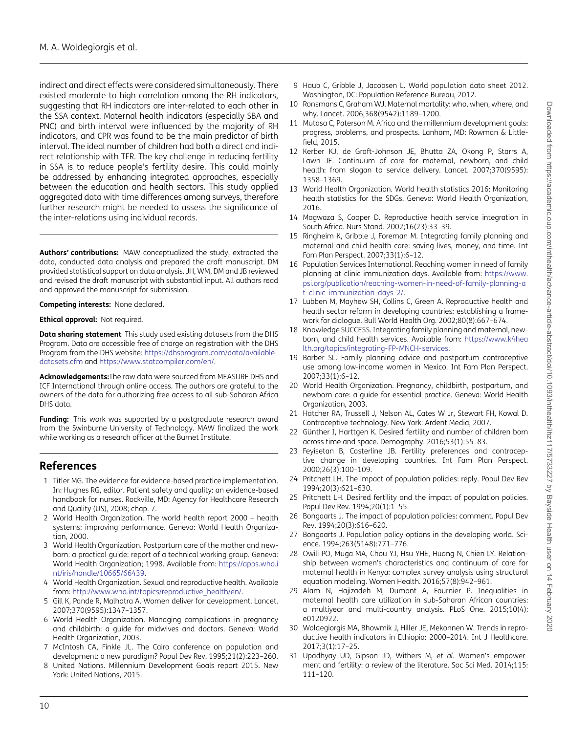indirect and direct effects were considered simultaneously. There existed moderate to high correlation among the RH indicators, suggesting that RH indicators are inter-related to each other in the SSA context. Maternal health indicators (especially SBA and PNC) and birth interval were influenced by the majority of RH indicators, and CPR was found to be the main predictor of birth interval. The ideal number of children had both a direct and indirect relationship with TFR. The key challenge in reducing fertility in SSA is to reduce people's fertility desire. This could mainly be addressed by enhancing integrated approaches, especially between the education and health sectors. This study applied aggregated data with time differences among surveys, therefore further research might be needed to assess the significance of the inter-relations using individual records.

**Authors' contributions:** MAW conceptualized the study, extracted the data, conducted data analysis and prepared the draft manuscript. DM provided statistical support on data analysis. JH, WM, DM and JB reviewed and revised the draft manuscript with substantial input. All authors read and approved the manuscript for submission.

**Competing interests:** None declared.

**Ethical approval:** Not required.

**Data sharing statement** This study used existing datasets from the DHS Program. Data are accessible free of charge on registration with the DHS Program from the DHS website: https://dhsprogram.com/data/available-datasets.cfm and https://www.statcompiler.com/en/.

**Acknowledgements:** The raw data were sourced from MEASURE DHS and ICF International through online access. The authors are grateful to the owners of the data for authorizing free access to all sub-Saharan Africa DHS data.

**Funding:** This work was supported by a postgraduate research award from the Swinburne University of Technology. MAW finalized the work while working as a research officer at the Burnet Institute.

## References

1. Titler MG. The evidence for evidence-based practice implementation. In: Hughes RG, editor. Patient safety and quality: an evidence-based handbook for nurses. Rockville, MD: Agency for Healthcare Research and Quality (US), 2008; chap. 7.
2. World Health Organization. The world health report 2000 – health systems: improving performance. Geneva: World Health Organization, 2000.
3. World Health Organization. Postpartum care of the mother and newborn: a practical guide: report of a technical working group. Geneva: World Health Organization; 1998. Available from: https://apps.who.int/iris/handle/10665/66439.
4. World Health Organization. Sexual and reproductive health. Available from: http://www.who.int/topics/reproductive_health/en/.
5. Gill K, Pande R, Malhotra A. Women deliver for development. Lancet. 2007;370(9595):1347–1357.
6. World Health Organization. Managing complications in pregnancy and childbirth: a guide for midwives and doctors. Geneva: World Health Organization, 2003.
7. McIntosh CA, Finkle JL. The Cairo conference on population and development: a new paradigm? Popul Dev Rev. 1995;21(2):223–260.
8. United Nations. Millennium Development Goals report 2015. New York: United Nations, 2015.
9. Haub C, Gribble J, Jacobsen L. World population data sheet 2012. Washington, DC: Population Reference Bureau, 2012.
10. Ronsmans C, Graham WJ. Maternal mortality: who, when, where, and why. Lancet. 2006;368(9542):1189–1200.
11. Mutasa C, Paterson M. Africa and the millennium development goals: progress, problems, and prospects. Lanham, MD: Rowman & Littlefield, 2015.
12. Kerber KJ, de Graft-Johnson JE, Bhutta ZA, Okong P, Starrs A, Lawn JE. Continuum of care for maternal, newborn, and child health: from slogan to service delivery. Lancet. 2007;370(9595): 1358–1369.
13. World Health Organization. World health statistics 2016: Monitoring health statistics for the SDGs. Geneva: World Health Organization, 2016.
14. Magwaza S, Cooper D. Reproductive health service integration in South Africa. Nurs Stand. 2002;16(23):33–39.
15. Ringheim K, Gribble J, Foreman M. Integrating family planning and maternal and child health care: saving lives, money, and time. Int Fam Plan Perspect. 2007;33(1):6–12.
16. Population Services International. Reaching women in need of family planning at clinic immunization days. Available from: https://www.psi.org/publication/reaching-women-in-need-of-family-planning-at-clinic-immunization-days-2/.
17. Lubben M, Mayhew SH, Collins C, Green A. Reproductive health and health sector reform in developing countries: establishing a framework for dialogue. Bull World Health Org. 2002;80(8):667–674.
18. Knowledge SUCCESS. Integrating family planning and maternal, newborn, and child health services. Available from: https://www.k4health.org/topics/integrating-FP-MNCH-services.
19. Barber SL. Family planning advice and postpartum contraceptive use among low-income women in Mexico. Int Fam Plan Perspect. 2007;33(1):6–12.
20. World Health Organization. Pregnancy, childbirth, postpartum, and newborn care: a guide for essential practice. Geneva: World Health Organization, 2003.
21. Hatcher RA, Trussell J, Nelson AL, Cates W Jr, Stewart FH, Kowal D. Contraceptive technology. New York: Ardent Media, 2007.
22. Günther I, Harttgen K. Desired fertility and number of children born across time and space. Demography. 2016;53(1):55–83.
23. Feyisetan B, Casterline JB. Fertility preferences and contraceptive change in developing countries. Int Fam Plan Perspect. 2000;26(3):100–109.
24. Pritchett LH. The impact of population policies: reply. Popul Dev Rev 1994;20(3):621–630.
25. Pritchett LH. Desired fertility and the impact of population policies. Popul Dev Rev. 1994;20(1):1–55.
26. Bongaarts J. The impact of population policies: comment. Popul Dev Rev. 1994;20(3):616–620.
27. Bongaarts J. Population policy options in the developing world. Science. 1994;263(5148):771–776.
28. Owili PO, Muga MA, Chou YJ, Hsu YHE, Huang N, Chien LY. Relationship between women's characteristics and continuum of care for maternal health in Kenya: complex survey analysis using structural equation modeling. Women Health. 2016;57(8):942–961.
29. Alam N, Hajizadeh M, Dumont A, Fournier P. Inequalities in maternal health care utilization in sub-Saharan African countries: a multiyear and multi-country analysis. PLoS One. 2015;10(4): e0120922.
30. Woldegiorgis MA, Bhowmik J, Hiller JE, Mekonnen W. Trends in reproductive health indicators in Ethiopia: 2000–2014. Int J Healthcare. 2017;3(1):17–25.
31. Upadhyay UD, Gipson JD, Withers M, *et al*. Women's empowerment and fertility: a review of the literature. Soc Sci Med. 2014;115: 111–120.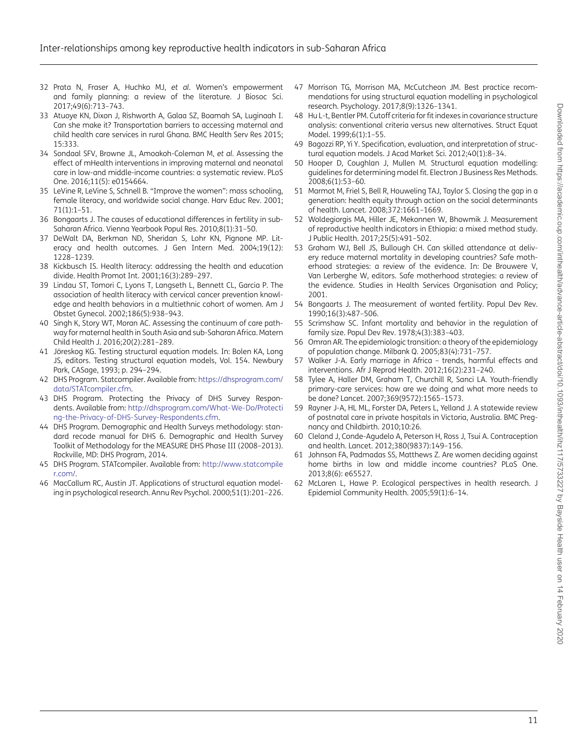32 Prata N, Fraser A, Huchko MJ, *et al.* Women's empowerment and family planning: a review of the literature. J Biosoc Sci. 2017;49(6):713–743.

33 Atuoye KN, Dixon J, Rishworth A, Galaa SZ, Boamah SA, Luginaah I. Can she make it? Transportation barriers to accessing maternal and child health care services in rural Ghana. BMC Health Serv Res 2015; 15:333.

34 Sondaal SFV, Browne JL, Amoakoh-Coleman M, *et al.* Assessing the effect of mHealth interventions in improving maternal and neonatal care in low-and middle-income countries: a systematic review. PLoS One. 2016;11(5): e0154664.

35 LeVine R, LeVine S, Schnell B. "Improve the women": mass schooling, female literacy, and worldwide social change. Harv Educ Rev. 2001; 71(1):1–51.

36 Bongaarts J. The causes of educational differences in fertility in sub-Saharan Africa. Vienna Yearbook Popul Res. 2010;8(1):31–50.

37 DeWalt DA, Berkman ND, Sheridan S, Lohr KN, Pignone MP. Literacy and health outcomes. J Gen Intern Med. 2004;19(12): 1228–1239.

38 Kickbusch IS. Health literacy: addressing the health and education divide. Health Promot Int. 2001;16(3):289–297.

39 Lindau ST, Tomori C, Lyons T, Langseth L, Bennett CL, Garcia P. The association of health literacy with cervical cancer prevention knowledge and health behaviors in a multiethnic cohort of women. Am J Obstet Gynecol. 2002;186(5):938–943.

40 Singh K, Story WT, Moran AC. Assessing the continuum of care pathway for maternal health in South Asia and sub-Saharan Africa. Matern Child Health J. 2016;20(2):281–289.

41 Jöreskog KG. Testing structural equation models. In: Bolen KA, Long JS, editors. Testing structural equation models, Vol. 154. Newbury Park, CASage, 1993; p. 294–294.

42 DHS Program. Statcompiler. Available from: https://dhsprogram.com/data/STATcompiler.cfm.

43 DHS Program. Protecting the Privacy of DHS Survey Respondents. Available from: http://dhsprogram.com/What-We-Do/Protecting-the-Privacy-of-DHS-Survey-Respondents.cfm.

44 DHS Program. Demographic and Health Surveys methodology: standard recode manual for DHS 6. Demographic and Health Survey Toolkit of Methodology for the MEASURE DHS Phase III (2008–2013). Rockville, MD: DHS Program, 2014.

45 DHS Program. STATcompiler. Available from: http://www.statcompiler.com/.

46 MacCallum RC, Austin JT. Applications of structural equation modeling in psychological research. Annu Rev Psychol. 2000;51(1):201–226.

47 Morrison TG, Morrison MA, McCutcheon JM. Best practice recommendations for using structural equation modelling in psychological research. Psychology. 2017;8(9):1326–1341.

48 Hu L-t, Bentler PM. Cutoff criteria for fit indexes in covariance structure analysis: conventional criteria versus new alternatives. Struct Equat Model. 1999;6(1):1–55.

49 Bagozzi RP, Yi Y. Specification, evaluation, and interpretation of structural equation models. J Acad Market Sci. 2012;40(1):8–34.

50 Hooper D, Coughlan J, Mullen M. Structural equation modelling: guidelines for determining model fit. Electron J Business Res Methods. 2008;6(1):53–60.

51 Marmot M, Friel S, Bell R, Houweling TAJ, Taylor S. Closing the gap in a generation: health equity through action on the social determinants of health. Lancet. 2008;372:1661–1669.

52 Woldegiorgis MA, Hiller JE, Mekonnen W, Bhowmik J. Measurement of reproductive health indicators in Ethiopia: a mixed method study. J Public Health. 2017;25(5):491–502.

53 Graham WJ, Bell JS, Bullough CH. Can skilled attendance at delivery reduce maternal mortality in developing countries? Safe motherhood strategies: a review of the evidence. In: De Brouwere V, Van Lerberghe W, editors. Safe motherhood strategies: a review of the evidence. Studies in Health Services Organisation and Policy; 2001.

54 Bongaarts J. The measurement of wanted fertility. Popul Dev Rev. 1990;16(3):487–506.

55 Scrimshaw SC. Infant mortality and behavior in the regulation of family size. Popul Dev Rev. 1978;4(3):383–403.

56 Omran AR. The epidemiologic transition: a theory of the epidemiology of population change. Milbank Q. 2005;83(4):731–757.

57 Walker J-A. Early marriage in Africa – trends, harmful effects and interventions. Afr J Reprod Health. 2012;16(2):231–240.

58 Tylee A, Haller DM, Graham T, Churchill R, Sanci LA. Youth-friendly primary-care services: how are we doing and what more needs to be done? Lancet. 2007;369(9572):1565–1573.

59 Rayner J-A, HL ML, Forster DA, Peters L, Yelland J. A statewide review of postnatal care in private hospitals in Victoria, Australia. BMC Pregnancy and Childbirth. 2010;10:26.

60 Cleland J, Conde-Agudelo A, Peterson H, Ross J, Tsui A. Contraception and health. Lancet. 2012;380(9837):149–156.

61 Johnson FA, Padmadas SS, Matthews Z. Are women deciding against home births in low and middle income countries? PLoS One. 2013;8(6): e65527.

62 McLaren L, Hawe P. Ecological perspectives in health research. J Epidemiol Community Health. 2005;59(1):6–14.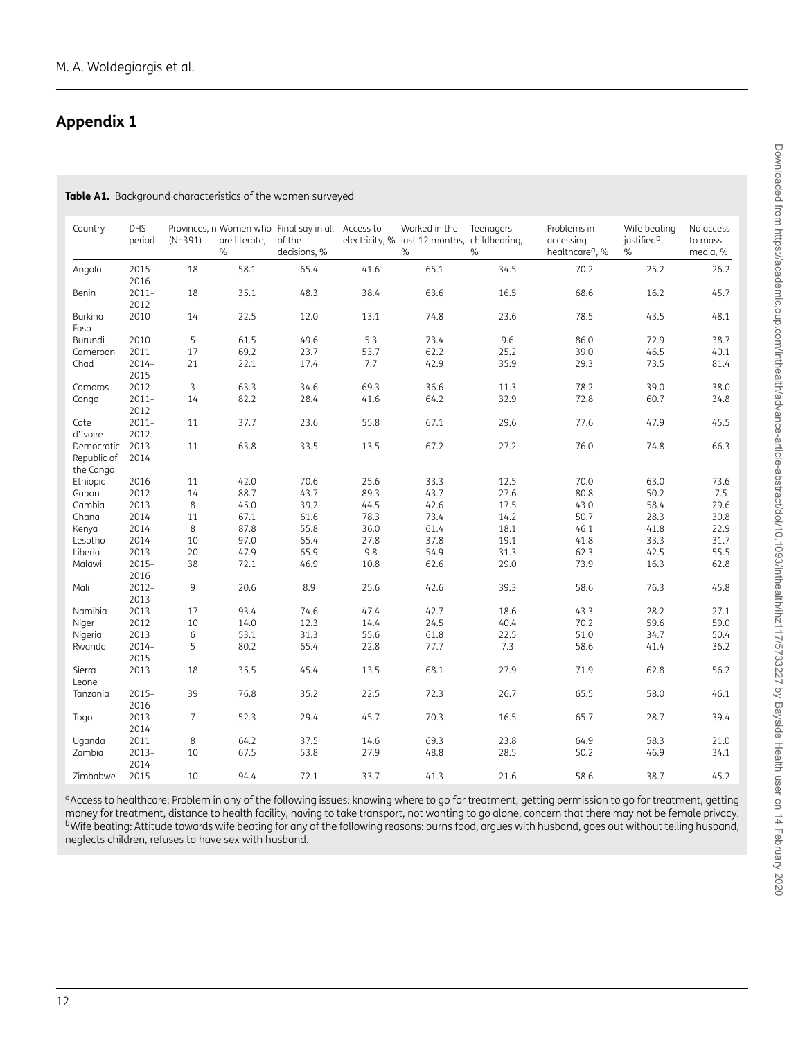## Appendix 1

**Table A1.** Background characteristics of the women surveyed

| Country | DHS period | Provinces, n (N=391) | Women who are literate, % | Final say in all of the decisions, % | Access to electricity, % | Worked in the last 12 months, % | Teenagers childbearing, % | Problems in accessing healthcare[a], % | Wife beating justified[b], % | No access to mass media, % |
|---|---|---|---|---|---|---|---|---|---|---|
| Angola | 2015–2016 | 18 | 58.1 | 65.4 | 41.6 | 65.1 | 34.5 | 70.2 | 25.2 | 26.2 |
| Benin | 2011–2012 | 18 | 35.1 | 48.3 | 38.4 | 63.6 | 16.5 | 68.6 | 16.2 | 45.7 |
| Burkina Faso | 2010 | 14 | 22.5 | 12.0 | 13.1 | 74.8 | 23.6 | 78.5 | 43.5 | 48.1 |
| Burundi | 2010 | 5 | 61.5 | 49.6 | 5.3 | 73.4 | 9.6 | 86.0 | 72.9 | 38.7 |
| Cameroon | 2011 | 17 | 69.2 | 23.7 | 53.7 | 62.2 | 25.2 | 39.0 | 46.5 | 40.1 |
| Chad | 2014–2015 | 21 | 22.1 | 17.4 | 7.7 | 42.9 | 35.9 | 29.3 | 73.5 | 81.4 |
| Comoros | 2012 | 3 | 63.3 | 34.6 | 69.3 | 36.6 | 11.3 | 78.2 | 39.0 | 38.0 |
| Congo | 2011–2012 | 14 | 82.2 | 28.4 | 41.6 | 64.2 | 32.9 | 72.8 | 60.7 | 34.8 |
| Cote d'Ivoire | 2011–2012 | 11 | 37.7 | 23.6 | 55.8 | 67.1 | 29.6 | 77.6 | 47.9 | 45.5 |
| Democratic Republic of the Congo | 2013–2014 | 11 | 63.8 | 33.5 | 13.5 | 67.2 | 27.2 | 76.0 | 74.8 | 66.3 |
| Ethiopia | 2016 | 11 | 42.0 | 70.6 | 25.6 | 33.3 | 12.5 | 70.0 | 63.0 | 73.6 |
| Gabon | 2012 | 14 | 88.7 | 43.7 | 89.3 | 43.7 | 27.6 | 80.8 | 50.2 | 7.5 |
| Gambia | 2013 | 8 | 45.0 | 39.2 | 44.5 | 42.6 | 17.5 | 43.0 | 58.4 | 29.6 |
| Ghana | 2014 | 11 | 67.1 | 61.6 | 78.3 | 73.4 | 14.2 | 50.7 | 28.3 | 30.8 |
| Kenya | 2014 | 8 | 87.8 | 55.8 | 36.0 | 61.4 | 18.1 | 46.1 | 41.8 | 22.9 |
| Lesotho | 2014 | 10 | 97.0 | 65.4 | 27.8 | 37.8 | 19.1 | 41.8 | 33.3 | 31.7 |
| Liberia | 2013 | 20 | 47.9 | 65.9 | 9.8 | 54.9 | 31.3 | 62.3 | 42.5 | 55.5 |
| Malawi | 2015–2016 | 38 | 72.1 | 46.9 | 10.8 | 62.6 | 29.0 | 73.9 | 16.3 | 62.8 |
| Mali | 2012–2013 | 9 | 20.6 | 8.9 | 25.6 | 42.6 | 39.3 | 58.6 | 76.3 | 45.8 |
| Namibia | 2013 | 17 | 93.4 | 74.6 | 47.4 | 42.7 | 18.6 | 43.3 | 28.2 | 27.1 |
| Niger | 2012 | 10 | 14.0 | 12.3 | 14.4 | 24.5 | 40.4 | 70.2 | 59.6 | 59.0 |
| Nigeria | 2013 | 6 | 53.1 | 31.3 | 55.6 | 61.8 | 22.5 | 51.0 | 34.7 | 50.4 |
| Rwanda | 2014–2015 | 5 | 80.2 | 65.4 | 22.8 | 77.7 | 7.3 | 58.6 | 41.4 | 36.2 |
| Sierra Leone | 2013 | 18 | 35.5 | 45.4 | 13.5 | 68.1 | 27.9 | 71.9 | 62.8 | 56.2 |
| Tanzania | 2015–2016 | 39 | 76.8 | 35.2 | 22.5 | 72.3 | 26.7 | 65.5 | 58.0 | 46.1 |
| Togo | 2013–2014 | 7 | 52.3 | 29.4 | 45.7 | 70.3 | 16.5 | 65.7 | 28.7 | 39.4 |
| Uganda | 2011 | 8 | 64.2 | 37.5 | 14.6 | 69.3 | 23.8 | 64.9 | 58.3 | 21.0 |
| Zambia | 2013–2014 | 10 | 67.5 | 53.8 | 27.9 | 48.8 | 28.5 | 50.2 | 46.9 | 34.1 |
| Zimbabwe | 2015 | 10 | 94.4 | 72.1 | 33.7 | 41.3 | 21.6 | 58.6 | 38.7 | 45.2 |

[a]Access to healthcare: Problem in any of the following issues: knowing where to go for treatment, getting permission to go for treatment, getting money for treatment, distance to health facility, having to take transport, not wanting to go alone, concern that there may not be female privacy.
[b]Wife beating: Attitude towards wife beating for any of the following reasons: burns food, argues with husband, goes out without telling husband, neglects children, refuses to have sex with husband.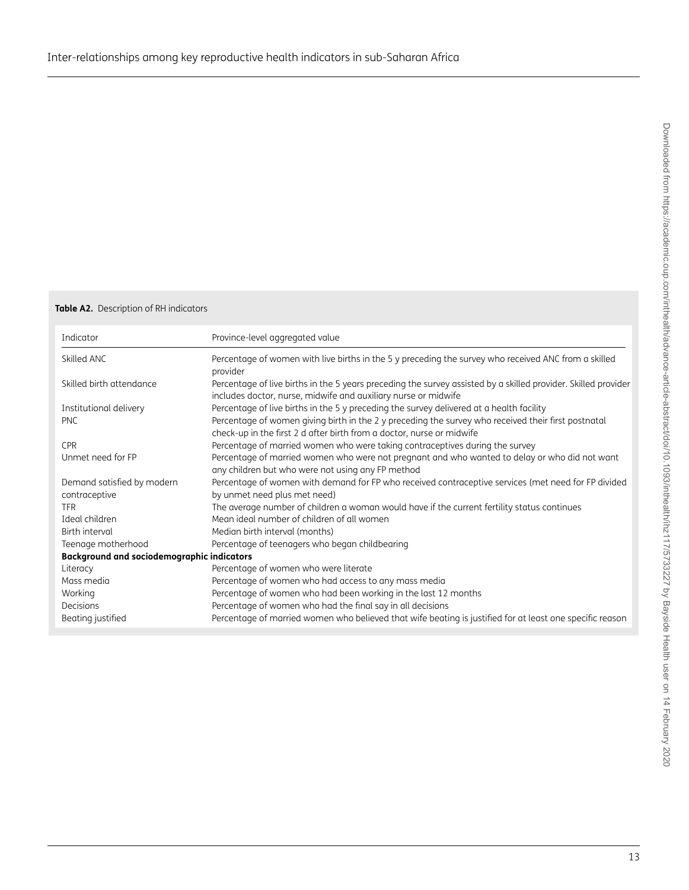**Table A2.** Description of RH indicators

| Indicator | Province-level aggregated value |
| --- | --- |
| Skilled ANC | Percentage of women with live births in the 5 y preceding the survey who received ANC from a skilled provider |
| Skilled birth attendance | Percentage of live births in the 5 years preceding the survey assisted by a skilled provider. Skilled provider includes doctor, nurse, midwife and auxiliary nurse or midwife |
| Institutional delivery | Percentage of live births in the 5 y preceding the survey delivered at a health facility |
| PNC | Percentage of women giving birth in the 2 y preceding the survey who received their first postnatal check-up in the first 2 d after birth from a doctor, nurse or midwife |
| CPR | Percentage of married women who were taking contraceptives during the survey |
| Unmet need for FP | Percentage of married women who were not pregnant and who wanted to delay or who did not want any children but who were not using any FP method |
| Demand satisfied by modern contraceptive | Percentage of women with demand for FP who received contraceptive services (met need for FP divided by unmet need plus met need) |
| TFR | The average number of children a woman would have if the current fertility status continues |
| Ideal children | Mean ideal number of children of all women |
| Birth interval | Median birth interval (months) |
| Teenage motherhood | Percentage of teenagers who began childbearing |
| **Background and sociodemographic indicators** | |
| Literacy | Percentage of women who were literate |
| Mass media | Percentage of women who had access to any mass media |
| Working | Percentage of women who had been working in the last 12 months |
| Decisions | Percentage of women who had the final say in all decisions |
| Beating justified | Percentage of married women who believed that wife beating is justified for at least one specific reason |